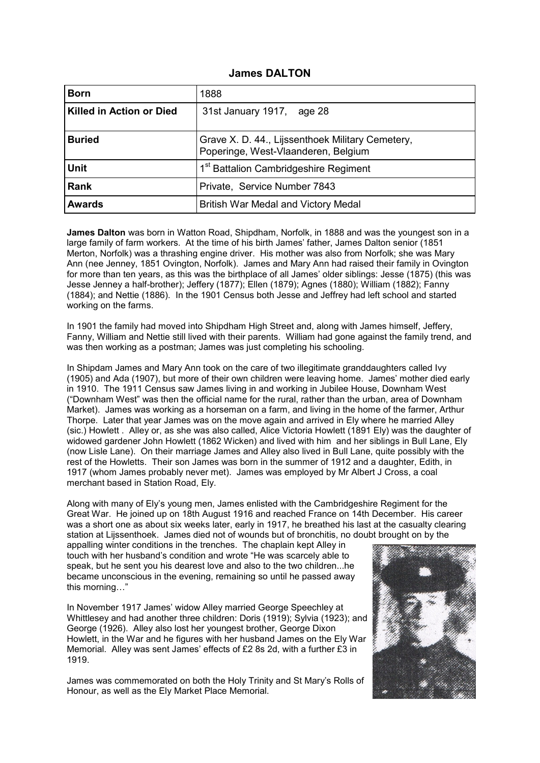## James DALTON

| Born | 1888 |
|---|---|
| Killed in Action or Died | 31st January 1917, age 28 |
| Buried | Grave X. D. 44., Lijssenthoek Military Cemetery, Poperinge, West-Vlaanderen, Belgium |
| Unit | 1st Battalion Cambridgeshire Regiment |
| Rank | Private, Service Number 7843 |
| Awards | British War Medal and Victory Medal |

**James Dalton** was born in Watton Road, Shipdham, Norfolk, in 1888 and was the youngest son in a large family of farm workers. At the time of his birth James' father, James Dalton senior (1851 Merton, Norfolk) was a thrashing engine driver. His mother was also from Norfolk; she was Mary Ann (nee Jenney, 1851 Ovington, Norfolk). James and Mary Ann had raised their family in Ovington for more than ten years, as this was the birthplace of all James' older siblings: Jesse (1875) (this was Jesse Jenney a half-brother); Jeffery (1877); Ellen (1879); Agnes (1880); William (1882); Fanny (1884); and Nettie (1886). In the 1901 Census both Jesse and Jeffrey had left school and started working on the farms.

In 1901 the family had moved into Shipdham High Street and, along with James himself, Jeffery, Fanny, William and Nettie still lived with their parents. William had gone against the family trend, and was then working as a postman; James was just completing his schooling.

In Shipdam James and Mary Ann took on the care of two illegitimate granddaughters called Ivy (1905) and Ada (1907), but more of their own children were leaving home. James' mother died early in 1910. The 1911 Census saw James living in and working in Jubilee House, Downham West ("Downham West" was then the official name for the rural, rather than the urban, area of Downham Market). James was working as a horseman on a farm, and living in the home of the farmer, Arthur Thorpe. Later that year James was on the move again and arrived in Ely where he married Alley (sic.) Howlett . Alley or, as she was also called, Alice Victoria Howlett (1891 Ely) was the daughter of widowed gardener John Howlett (1862 Wicken) and lived with him and her siblings in Bull Lane, Ely (now Lisle Lane). On their marriage James and Alley also lived in Bull Lane, quite possibly with the rest of the Howletts. Their son James was born in the summer of 1912 and a daughter, Edith, in 1917 (whom James probably never met). James was employed by Mr Albert J Cross, a coal merchant based in Station Road, Ely.

Along with many of Ely's young men, James enlisted with the Cambridgeshire Regiment for the Great War. He joined up on 18th August 1916 and reached France on 14th December. His career was a short one as about six weeks later, early in 1917, he breathed his last at the casualty clearing station at Lijssenthoek. James died not of wounds but of bronchitis, no doubt brought on by the appalling winter conditions in the trenches. The chaplain kept Alley in touch with her husband's condition and wrote "He was scarcely able to speak, but he sent you his dearest love and also to the two children...he became unconscious in the evening, remaining so until he passed away this morning…"

In November 1917 James' widow Alley married George Speechley at Whittlesey and had another three children: Doris (1919); Sylvia (1923); and George (1926). Alley also lost her youngest brother, George Dixon Howlett, in the War and he figures with her husband James on the Ely War Memorial. Alley was sent James' effects of £2 8s 2d, with a further £3 in 1919.

James was commemorated on both the Holy Trinity and St Mary's Rolls of Honour, as well as the Ely Market Place Memorial.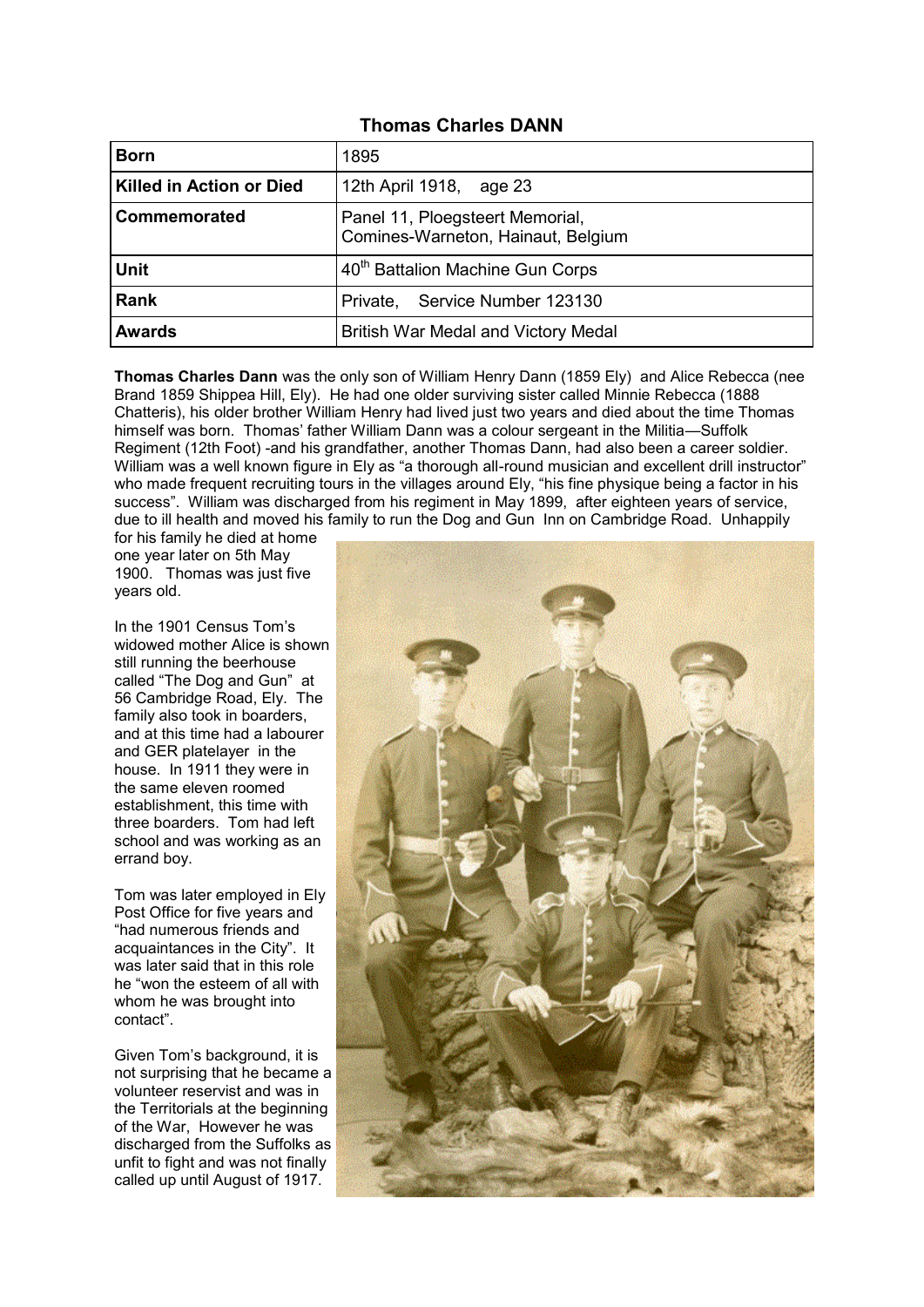## Thomas Charles DANN

| | |
|---|---|
| **Born** | 1895 |
| **Killed in Action or Died** | 12th April 1918, age 23 |
| **Commemorated** | Panel 11, Ploegsteert Memorial, Comines-Warneton, Hainaut, Belgium |
| **Unit** | 40th Battalion Machine Gun Corps |
| **Rank** | Private, Service Number 123130 |
| **Awards** | British War Medal and Victory Medal |

**Thomas Charles Dann** was the only son of William Henry Dann (1859 Ely) and Alice Rebecca (nee Brand 1859 Shippea Hill, Ely). He had one older surviving sister called Minnie Rebecca (1888 Chatteris), his older brother William Henry had lived just two years and died about the time Thomas himself was born. Thomas' father William Dann was a colour sergeant in the Militia—Suffolk Regiment (12th Foot) -and his grandfather, another Thomas Dann, had also been a career soldier. William was a well known figure in Ely as "a thorough all-round musician and excellent drill instructor" who made frequent recruiting tours in the villages around Ely, "his fine physique being a factor in his success". William was discharged from his regiment in May 1899, after eighteen years of service, due to ill health and moved his family to run the Dog and Gun Inn on Cambridge Road. Unhappily for his family he died at home one year later on 5th May 1900. Thomas was just five years old.

In the 1901 Census Tom's widowed mother Alice is shown still running the beerhouse called "The Dog and Gun" at 56 Cambridge Road, Ely. The family also took in boarders, and at this time had a labourer and GER platelayer in the house. In 1911 they were in the same eleven roomed establishment, this time with three boarders. Tom had left school and was working as an errand boy.

Tom was later employed in Ely Post Office for five years and "had numerous friends and acquaintances in the City". It was later said that in this role he "won the esteem of all with whom he was brought into contact".

Given Tom's background, it is not surprising that he became a volunteer reservist and was in the Territorials at the beginning of the War, However he was discharged from the Suffolks as unfit to fight and was not finally called up until August of 1917.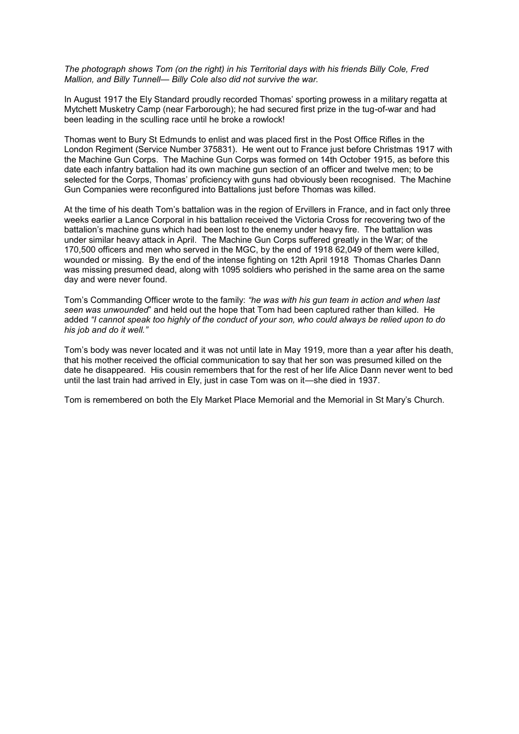*The photograph shows Tom (on the right) in his Territorial days with his friends Billy Cole, Fred Mallion, and Billy Tunnell— Billy Cole also did not survive the war.*

In August 1917 the Ely Standard proudly recorded Thomas' sporting prowess in a military regatta at Mytchett Musketry Camp (near Farborough); he had secured first prize in the tug-of-war and had been leading in the sculling race until he broke a rowlock!

Thomas went to Bury St Edmunds to enlist and was placed first in the Post Office Rifles in the London Regiment (Service Number 375831). He went out to France just before Christmas 1917 with the Machine Gun Corps. The Machine Gun Corps was formed on 14th October 1915, as before this date each infantry battalion had its own machine gun section of an officer and twelve men; to be selected for the Corps, Thomas' proficiency with guns had obviously been recognised. The Machine Gun Companies were reconfigured into Battalions just before Thomas was killed.

At the time of his death Tom's battalion was in the region of Ervillers in France, and in fact only three weeks earlier a Lance Corporal in his battalion received the Victoria Cross for recovering two of the battalion's machine guns which had been lost to the enemy under heavy fire. The battalion was under similar heavy attack in April. The Machine Gun Corps suffered greatly in the War; of the 170,500 officers and men who served in the MGC, by the end of 1918 62,049 of them were killed, wounded or missing. By the end of the intense fighting on 12th April 1918 Thomas Charles Dann was missing presumed dead, along with 1095 soldiers who perished in the same area on the same day and were never found.

Tom's Commanding Officer wrote to the family: *"he was with his gun team in action and when last seen was unwounded*" and held out the hope that Tom had been captured rather than killed. He added *"I cannot speak too highly of the conduct of your son, who could always be relied upon to do his job and do it well."*

Tom's body was never located and it was not until late in May 1919, more than a year after his death, that his mother received the official communication to say that her son was presumed killed on the date he disappeared. His cousin remembers that for the rest of her life Alice Dann never went to bed until the last train had arrived in Ely, just in case Tom was on it—she died in 1937.

Tom is remembered on both the Ely Market Place Memorial and the Memorial in St Mary's Church.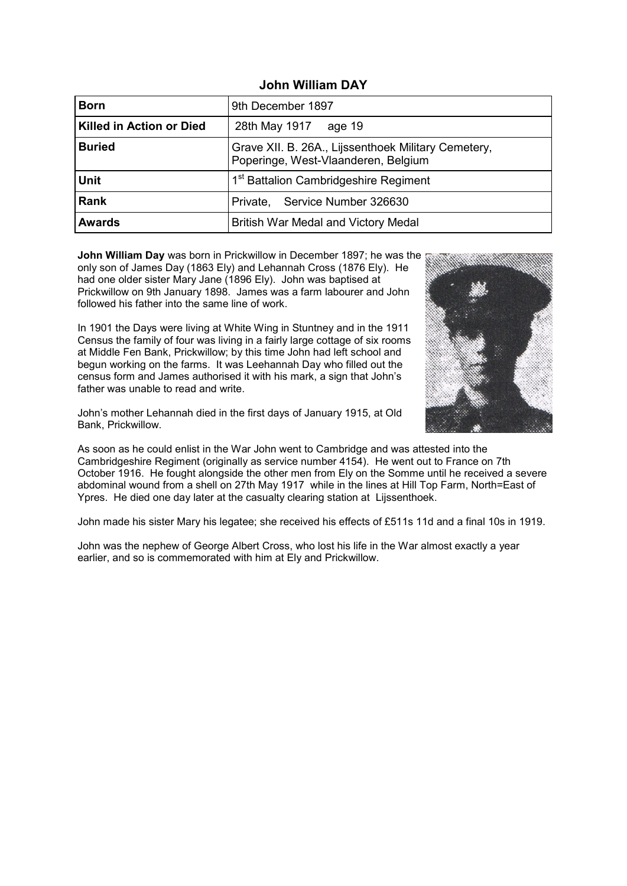# John William DAY

| | |
|---|---|
| **Born** | 9th December 1897 |
| **Killed in Action or Died** | 28th May 1917 age 19 |
| **Buried** | Grave XII. B. 26A., Lijssenthoek Military Cemetery, Poperinge, West-Vlaanderen, Belgium |
| **Unit** | 1st Battalion Cambridgeshire Regiment |
| **Rank** | Private, Service Number 326630 |
| **Awards** | British War Medal and Victory Medal |

**John William Day** was born in Prickwillow in December 1897; he was the only son of James Day (1863 Ely) and Lehannah Cross (1876 Ely). He had one older sister Mary Jane (1896 Ely). John was baptised at Prickwillow on 9th January 1898. James was a farm labourer and John followed his father into the same line of work.

In 1901 the Days were living at White Wing in Stuntney and in the 1911 Census the family of four was living in a fairly large cottage of six rooms at Middle Fen Bank, Prickwillow; by this time John had left school and begun working on the farms. It was Leehannah Day who filled out the census form and James authorised it with his mark, a sign that John's father was unable to read and write.

John's mother Lehannah died in the first days of January 1915, at Old Bank, Prickwillow.

As soon as he could enlist in the War John went to Cambridge and was attested into the Cambridgeshire Regiment (originally as service number 4154). He went out to France on 7th October 1916. He fought alongside the other men from Ely on the Somme until he received a severe abdominal wound from a shell on 27th May 1917 while in the lines at Hill Top Farm, North=East of Ypres. He died one day later at the casualty clearing station at Lijssenthoek.

John made his sister Mary his legatee; she received his effects of £511s 11d and a final 10s in 1919.

John was the nephew of George Albert Cross, who lost his life in the War almost exactly a year earlier, and so is commemorated with him at Ely and Prickwillow.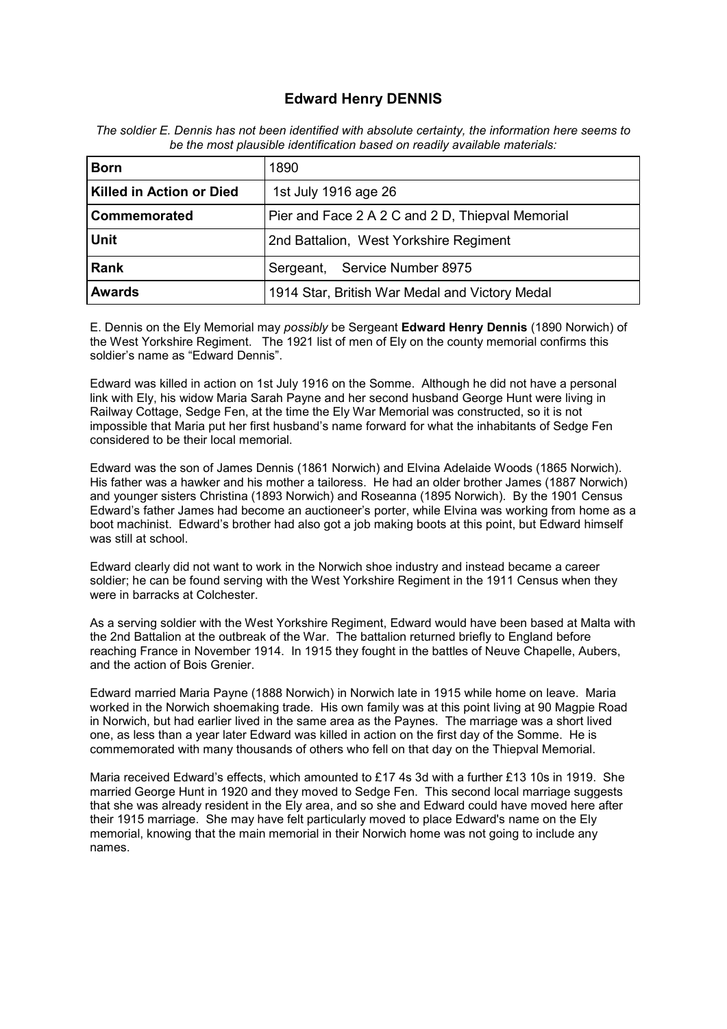# Edward Henry DENNIS

*The soldier E. Dennis has not been identified with absolute certainty, the information here seems to be the most plausible identification based on readily available materials:*

| **Born** | 1890 |
|---|---|
| **Killed in Action or Died** | 1st July 1916 age 26 |
| **Commemorated** | Pier and Face 2 A 2 C and 2 D, Thiepval Memorial |
| **Unit** | 2nd Battalion, West Yorkshire Regiment |
| **Rank** | Sergeant, Service Number 8975 |
| **Awards** | 1914 Star, British War Medal and Victory Medal |

E. Dennis on the Ely Memorial may *possibly* be Sergeant **Edward Henry Dennis** (1890 Norwich) of the West Yorkshire Regiment. The 1921 list of men of Ely on the county memorial confirms this soldier's name as "Edward Dennis".

Edward was killed in action on 1st July 1916 on the Somme. Although he did not have a personal link with Ely, his widow Maria Sarah Payne and her second husband George Hunt were living in Railway Cottage, Sedge Fen, at the time the Ely War Memorial was constructed, so it is not impossible that Maria put her first husband's name forward for what the inhabitants of Sedge Fen considered to be their local memorial.

Edward was the son of James Dennis (1861 Norwich) and Elvina Adelaide Woods (1865 Norwich). His father was a hawker and his mother a tailoress. He had an older brother James (1887 Norwich) and younger sisters Christina (1893 Norwich) and Roseanna (1895 Norwich). By the 1901 Census Edward's father James had become an auctioneer's porter, while Elvina was working from home as a boot machinist. Edward's brother had also got a job making boots at this point, but Edward himself was still at school.

Edward clearly did not want to work in the Norwich shoe industry and instead became a career soldier; he can be found serving with the West Yorkshire Regiment in the 1911 Census when they were in barracks at Colchester.

As a serving soldier with the West Yorkshire Regiment, Edward would have been based at Malta with the 2nd Battalion at the outbreak of the War. The battalion returned briefly to England before reaching France in November 1914. In 1915 they fought in the battles of Neuve Chapelle, Aubers, and the action of Bois Grenier.

Edward married Maria Payne (1888 Norwich) in Norwich late in 1915 while home on leave. Maria worked in the Norwich shoemaking trade. His own family was at this point living at 90 Magpie Road in Norwich, but had earlier lived in the same area as the Paynes. The marriage was a short lived one, as less than a year later Edward was killed in action on the first day of the Somme. He is commemorated with many thousands of others who fell on that day on the Thiepval Memorial.

Maria received Edward's effects, which amounted to £17 4s 3d with a further £13 10s in 1919. She married George Hunt in 1920 and they moved to Sedge Fen. This second local marriage suggests that she was already resident in the Ely area, and so she and Edward could have moved here after their 1915 marriage. She may have felt particularly moved to place Edward's name on the Ely memorial, knowing that the main memorial in their Norwich home was not going to include any names.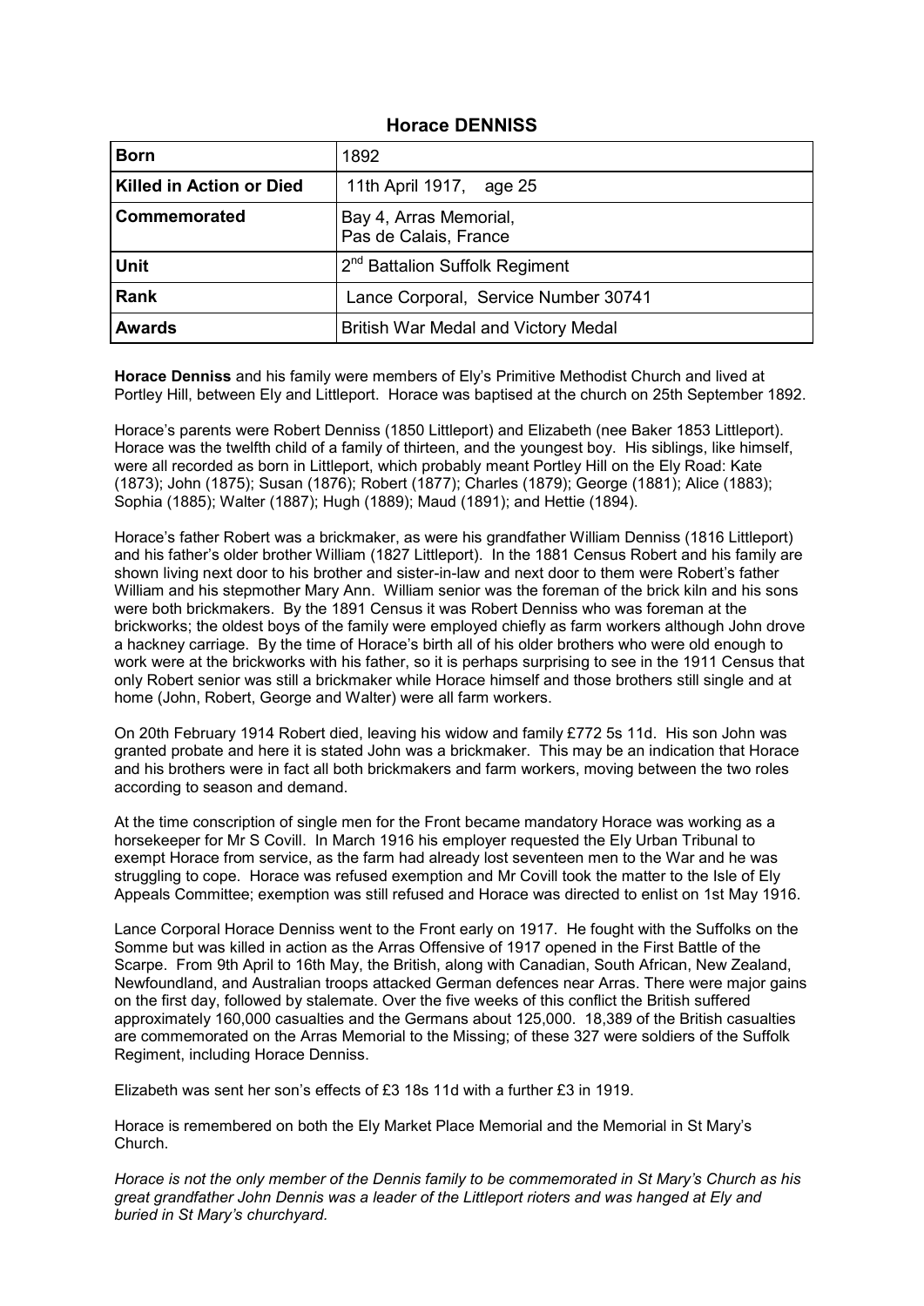## Horace DENNISS

| **Born** | 1892 |
|---|---|
| **Killed in Action or Died** | 11th April 1917, age 25 |
| **Commemorated** | Bay 4, Arras Memorial, Pas de Calais, France |
| **Unit** | 2nd Battalion Suffolk Regiment |
| **Rank** | Lance Corporal, Service Number 30741 |
| **Awards** | British War Medal and Victory Medal |

**Horace Denniss** and his family were members of Ely's Primitive Methodist Church and lived at Portley Hill, between Ely and Littleport. Horace was baptised at the church on 25th September 1892.

Horace's parents were Robert Denniss (1850 Littleport) and Elizabeth (nee Baker 1853 Littleport). Horace was the twelfth child of a family of thirteen, and the youngest boy. His siblings, like himself, were all recorded as born in Littleport, which probably meant Portley Hill on the Ely Road: Kate (1873); John (1875); Susan (1876); Robert (1877); Charles (1879); George (1881); Alice (1883); Sophia (1885); Walter (1887); Hugh (1889); Maud (1891); and Hettie (1894).

Horace's father Robert was a brickmaker, as were his grandfather William Denniss (1816 Littleport) and his father's older brother William (1827 Littleport). In the 1881 Census Robert and his family are shown living next door to his brother and sister-in-law and next door to them were Robert's father William and his stepmother Mary Ann. William senior was the foreman of the brick kiln and his sons were both brickmakers. By the 1891 Census it was Robert Denniss who was foreman at the brickworks; the oldest boys of the family were employed chiefly as farm workers although John drove a hackney carriage. By the time of Horace's birth all of his older brothers who were old enough to work were at the brickworks with his father, so it is perhaps surprising to see in the 1911 Census that only Robert senior was still a brickmaker while Horace himself and those brothers still single and at home (John, Robert, George and Walter) were all farm workers.

On 20th February 1914 Robert died, leaving his widow and family £772 5s 11d. His son John was granted probate and here it is stated John was a brickmaker. This may be an indication that Horace and his brothers were in fact all both brickmakers and farm workers, moving between the two roles according to season and demand.

At the time conscription of single men for the Front became mandatory Horace was working as a horsekeeper for Mr S Covill. In March 1916 his employer requested the Ely Urban Tribunal to exempt Horace from service, as the farm had already lost seventeen men to the War and he was struggling to cope. Horace was refused exemption and Mr Covill took the matter to the Isle of Ely Appeals Committee; exemption was still refused and Horace was directed to enlist on 1st May 1916.

Lance Corporal Horace Denniss went to the Front early on 1917. He fought with the Suffolks on the Somme but was killed in action as the Arras Offensive of 1917 opened in the First Battle of the Scarpe. From 9th April to 16th May, the British, along with Canadian, South African, New Zealand, Newfoundland, and Australian troops attacked German defences near Arras. There were major gains on the first day, followed by stalemate. Over the five weeks of this conflict the British suffered approximately 160,000 casualties and the Germans about 125,000. 18,389 of the British casualties are commemorated on the Arras Memorial to the Missing; of these 327 were soldiers of the Suffolk Regiment, including Horace Denniss.

Elizabeth was sent her son's effects of £3 18s 11d with a further £3 in 1919.

Horace is remembered on both the Ely Market Place Memorial and the Memorial in St Mary's Church.

*Horace is not the only member of the Dennis family to be commemorated in St Mary's Church as his great grandfather John Dennis was a leader of the Littleport rioters and was hanged at Ely and buried in St Mary's churchyard.*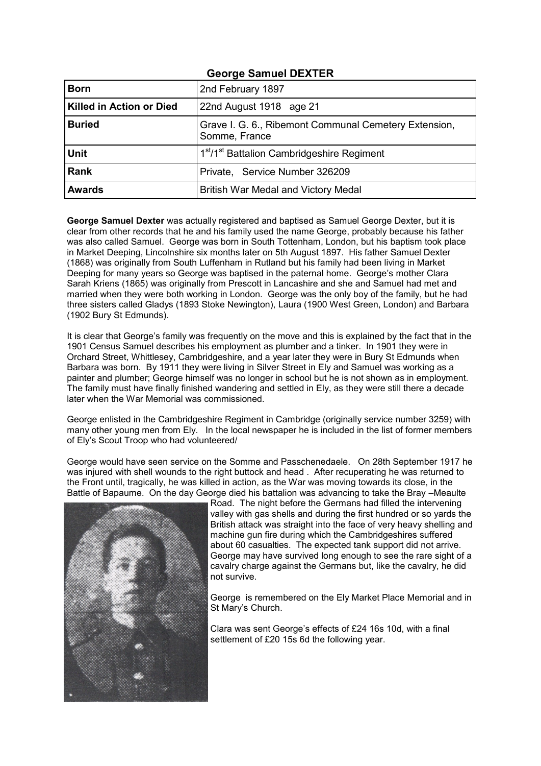## George Samuel DEXTER

| Born | 2nd February 1897 |
|---|---|
| Killed in Action or Died | 22nd August 1918 age 21 |
| Buried | Grave I. G. 6., Ribemont Communal Cemetery Extension, Somme, France |
| Unit | 1st/1st Battalion Cambridgeshire Regiment |
| Rank | Private, Service Number 326209 |
| Awards | British War Medal and Victory Medal |

**George Samuel Dexter** was actually registered and baptised as Samuel George Dexter, but it is clear from other records that he and his family used the name George, probably because his father was also called Samuel. George was born in South Tottenham, London, but his baptism took place in Market Deeping, Lincolnshire six months later on 5th August 1897. His father Samuel Dexter (1868) was originally from South Luffenham in Rutland but his family had been living in Market Deeping for many years so George was baptised in the paternal home. George's mother Clara Sarah Kriens (1865) was originally from Prescott in Lancashire and she and Samuel had met and married when they were both working in London. George was the only boy of the family, but he had three sisters called Gladys (1893 Stoke Newington), Laura (1900 West Green, London) and Barbara (1902 Bury St Edmunds).

It is clear that George's family was frequently on the move and this is explained by the fact that in the 1901 Census Samuel describes his employment as plumber and a tinker. In 1901 they were in Orchard Street, Whittlesey, Cambridgeshire, and a year later they were in Bury St Edmunds when Barbara was born. By 1911 they were living in Silver Street in Ely and Samuel was working as a painter and plumber; George himself was no longer in school but he is not shown as in employment. The family must have finally finished wandering and settled in Ely, as they were still there a decade later when the War Memorial was commissioned.

George enlisted in the Cambridgeshire Regiment in Cambridge (originally service number 3259) with many other young men from Ely. In the local newspaper he is included in the list of former members of Ely's Scout Troop who had volunteered/

George would have seen service on the Somme and Passchenedaele. On 28th September 1917 he was injured with shell wounds to the right buttock and head . After recuperating he was returned to the Front until, tragically, he was killed in action, as the War was moving towards its close, in the Battle of Bapaume. On the day George died his battalion was advancing to take the Bray –Meaulte Road. The night before the Germans had filled the intervening valley with gas shells and during the first hundred or so yards the British attack was straight into the face of very heavy shelling and machine gun fire during which the Cambridgeshires suffered about 60 casualties. The expected tank support did not arrive. George may have survived long enough to see the rare sight of a cavalry charge against the Germans but, like the cavalry, he did not survive.

George is remembered on the Ely Market Place Memorial and in St Mary's Church.

Clara was sent George's effects of £24 16s 10d, with a final settlement of £20 15s 6d the following year.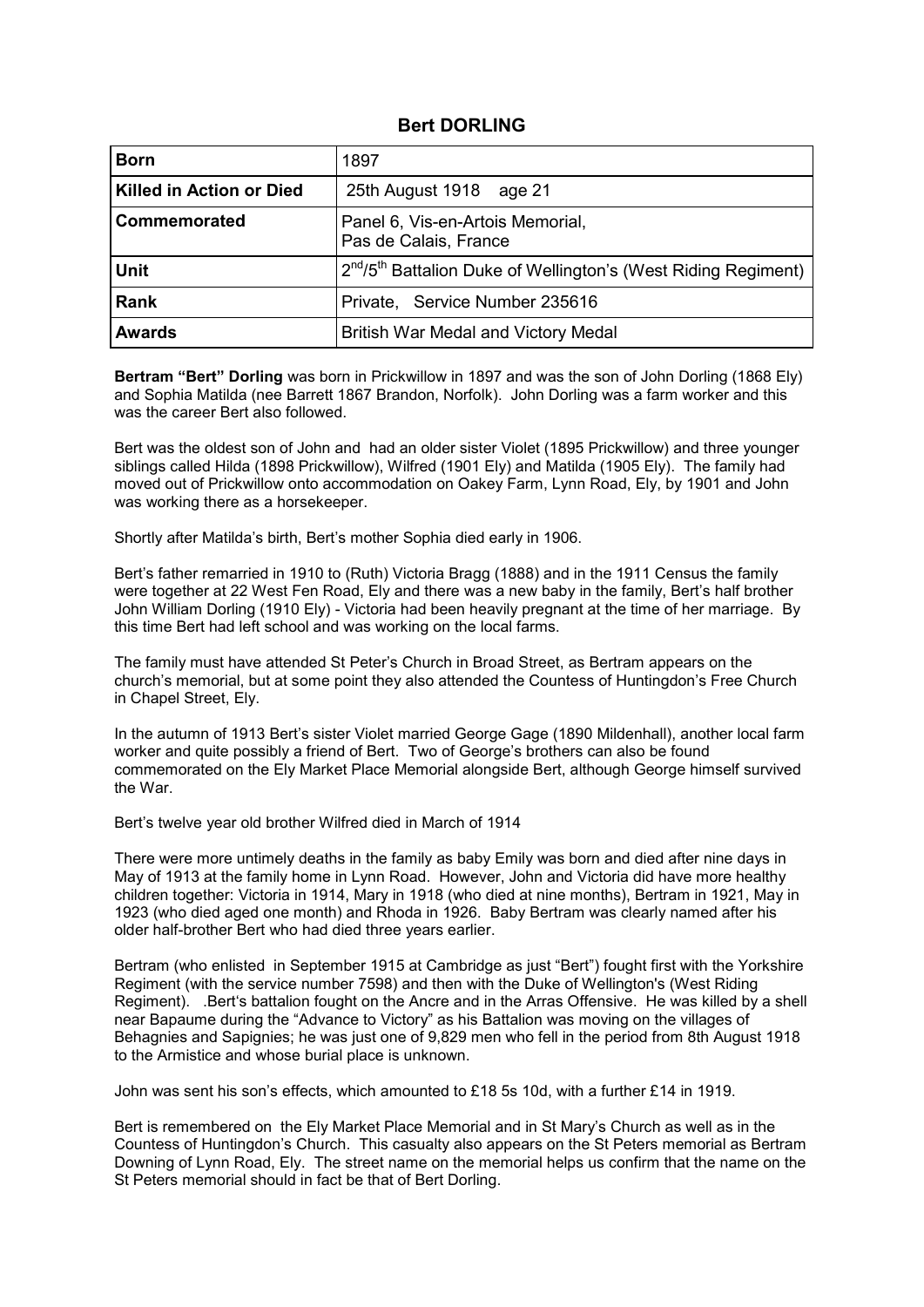## Bert DORLING

| | |
|---|---|
| **Born** | 1897 |
| **Killed in Action or Died** | 25th August 1918 age 21 |
| **Commemorated** | Panel 6, Vis-en-Artois Memorial, Pas de Calais, France |
| **Unit** | 2nd/5th Battalion Duke of Wellington's (West Riding Regiment) |
| **Rank** | Private, Service Number 235616 |
| **Awards** | British War Medal and Victory Medal |

**Bertram "Bert" Dorling** was born in Prickwillow in 1897 and was the son of John Dorling (1868 Ely) and Sophia Matilda (nee Barrett 1867 Brandon, Norfolk). John Dorling was a farm worker and this was the career Bert also followed.

Bert was the oldest son of John and had an older sister Violet (1895 Prickwillow) and three younger siblings called Hilda (1898 Prickwillow), Wilfred (1901 Ely) and Matilda (1905 Ely). The family had moved out of Prickwillow onto accommodation on Oakey Farm, Lynn Road, Ely, by 1901 and John was working there as a horsekeeper.

Shortly after Matilda's birth, Bert's mother Sophia died early in 1906.

Bert's father remarried in 1910 to (Ruth) Victoria Bragg (1888) and in the 1911 Census the family were together at 22 West Fen Road, Ely and there was a new baby in the family, Bert's half brother John William Dorling (1910 Ely) - Victoria had been heavily pregnant at the time of her marriage. By this time Bert had left school and was working on the local farms.

The family must have attended St Peter's Church in Broad Street, as Bertram appears on the church's memorial, but at some point they also attended the Countess of Huntingdon's Free Church in Chapel Street, Ely.

In the autumn of 1913 Bert's sister Violet married George Gage (1890 Mildenhall), another local farm worker and quite possibly a friend of Bert. Two of George's brothers can also be found commemorated on the Ely Market Place Memorial alongside Bert, although George himself survived the War.

Bert's twelve year old brother Wilfred died in March of 1914

There were more untimely deaths in the family as baby Emily was born and died after nine days in May of 1913 at the family home in Lynn Road. However, John and Victoria did have more healthy children together: Victoria in 1914, Mary in 1918 (who died at nine months), Bertram in 1921, May in 1923 (who died aged one month) and Rhoda in 1926. Baby Bertram was clearly named after his older half-brother Bert who had died three years earlier.

Bertram (who enlisted in September 1915 at Cambridge as just "Bert") fought first with the Yorkshire Regiment (with the service number 7598) and then with the Duke of Wellington's (West Riding Regiment). .Bert's battalion fought on the Ancre and in the Arras Offensive. He was killed by a shell near Bapaume during the "Advance to Victory" as his Battalion was moving on the villages of Behagnies and Sapignies; he was just one of 9,829 men who fell in the period from 8th August 1918 to the Armistice and whose burial place is unknown.

John was sent his son's effects, which amounted to £18 5s 10d, with a further £14 in 1919.

Bert is remembered on the Ely Market Place Memorial and in St Mary's Church as well as in the Countess of Huntingdon's Church. This casualty also appears on the St Peters memorial as Bertram Downing of Lynn Road, Ely. The street name on the memorial helps us confirm that the name on the St Peters memorial should in fact be that of Bert Dorling.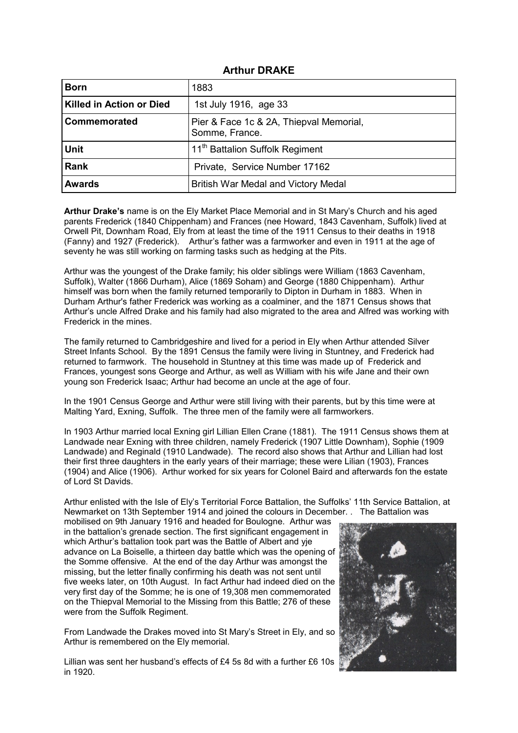## Arthur DRAKE

| | |
|---|---|
| **Born** | 1883 |
| **Killed in Action or Died** | 1st July 1916, age 33 |
| **Commemorated** | Pier & Face 1c & 2A, Thiepval Memorial, Somme, France. |
| **Unit** | 11th Battalion Suffolk Regiment |
| **Rank** | Private, Service Number 17162 |
| **Awards** | British War Medal and Victory Medal |

**Arthur Drake's** name is on the Ely Market Place Memorial and in St Mary's Church and his aged parents Frederick (1840 Chippenham) and Frances (nee Howard, 1843 Cavenham, Suffolk) lived at Orwell Pit, Downham Road, Ely from at least the time of the 1911 Census to their deaths in 1918 (Fanny) and 1927 (Frederick). Arthur's father was a farmworker and even in 1911 at the age of seventy he was still working on farming tasks such as hedging at the Pits.

Arthur was the youngest of the Drake family; his older siblings were William (1863 Cavenham, Suffolk), Walter (1866 Durham), Alice (1869 Soham) and George (1880 Chippenham). Arthur himself was born when the family returned temporarily to Dipton in Durham in 1883. When in Durham Arthur's father Frederick was working as a coalminer, and the 1871 Census shows that Arthur's uncle Alfred Drake and his family had also migrated to the area and Alfred was working with Frederick in the mines.

The family returned to Cambridgeshire and lived for a period in Ely when Arthur attended Silver Street Infants School. By the 1891 Census the family were living in Stuntney, and Frederick had returned to farmwork. The household in Stuntney at this time was made up of Frederick and Frances, youngest sons George and Arthur, as well as William with his wife Jane and their own young son Frederick Isaac; Arthur had become an uncle at the age of four.

In the 1901 Census George and Arthur were still living with their parents, but by this time were at Malting Yard, Exning, Suffolk. The three men of the family were all farmworkers.

In 1903 Arthur married local Exning girl Lillian Ellen Crane (1881). The 1911 Census shows them at Landwade near Exning with three children, namely Frederick (1907 Little Downham), Sophie (1909 Landwade) and Reginald (1910 Landwade). The record also shows that Arthur and Lillian had lost their first three daughters in the early years of their marriage; these were Lilian (1903), Frances (1904) and Alice (1906). Arthur worked for six years for Colonel Baird and afterwards fon the estate of Lord St Davids.

Arthur enlisted with the Isle of Ely's Territorial Force Battalion, the Suffolks' 11th Service Battalion, at Newmarket on 13th September 1914 and joined the colours in December. . The Battalion was mobilised on 9th January 1916 and headed for Boulogne. Arthur was in the battalion's grenade section. The first significant engagement in which Arthur's battalion took part was the Battle of Albert and yje advance on La Boiselle, a thirteen day battle which was the opening of the Somme offensive. At the end of the day Arthur was amongst the missing, but the letter finally confirming his death was not sent until five weeks later, on 10th August. In fact Arthur had indeed died on the very first day of the Somme; he is one of 19,308 men commemorated on the Thiepval Memorial to the Missing from this Battle; 276 of these were from the Suffolk Regiment.

From Landwade the Drakes moved into St Mary's Street in Ely, and so Arthur is remembered on the Ely memorial.

Lillian was sent her husband's effects of £4 5s 8d with a further £6 10s in 1920.